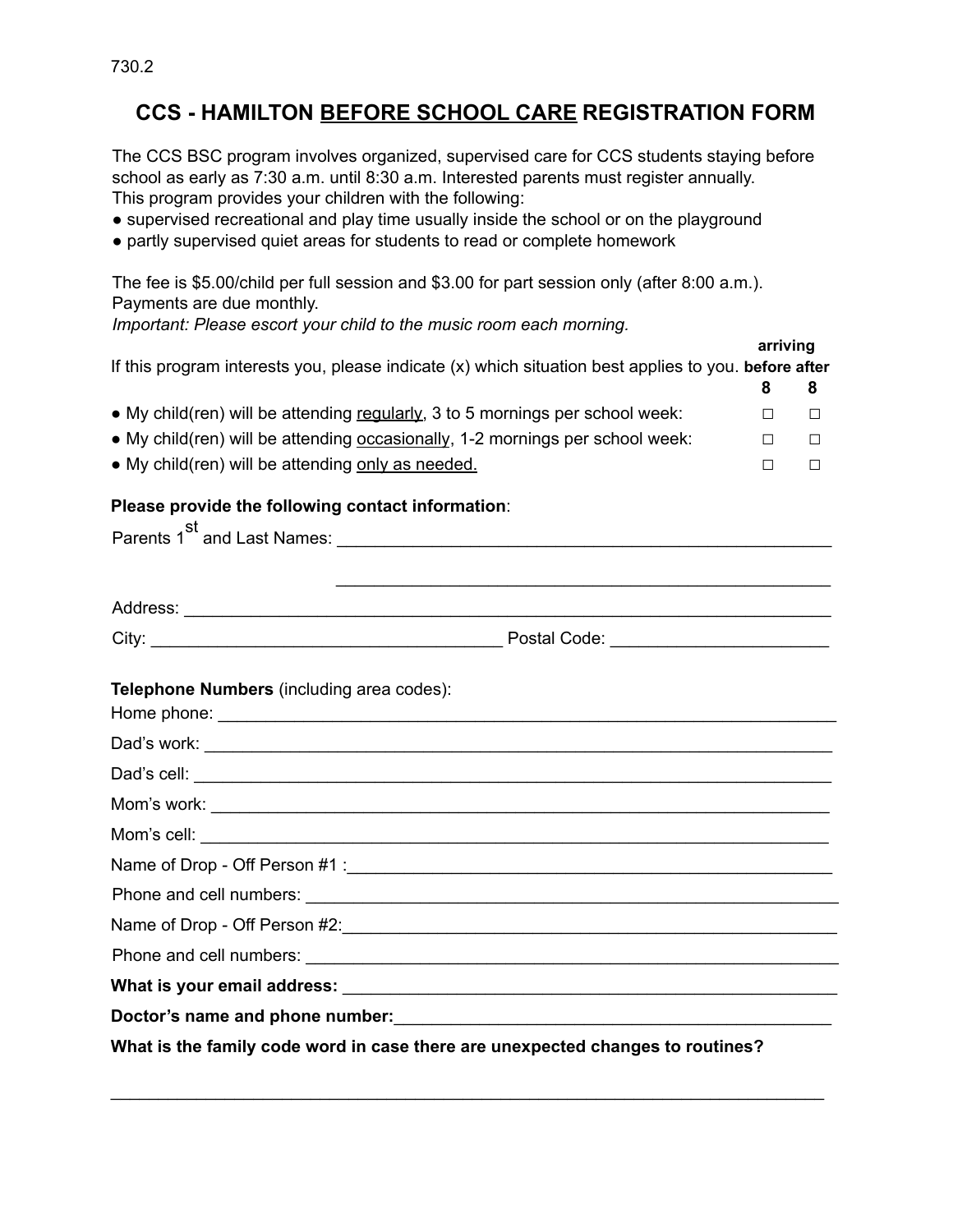730.2

# CCS - HAMILTON BEFORE SCHOOL CARE REGISTRATION FORM

The CCS BSC program involves organized, supervised care for CCS students staying before school as early as 7:30 a.m. until 8:30 a.m. Interested parents must register annually. This program provides your children with the following:

- supervised recreational and play time usually inside the school or on the playground
- partly supervised quiet areas for students to read or complete homework

The fee is $5.00/child per full session and $3.00 for part session only (after 8:00 a.m.). Payments are due monthly.

*Important: Please escort your child to the music room each morning.*

| If this program interests you, please indicate (x) which situation best applies to you. | arriving before 8 | arriving after 8 |
|---|---|---|
| • My child(ren) will be attending regularly, 3 to 5 mornings per school week: | ☐ | ☐ |
| • My child(ren) will be attending occasionally, 1-2 mornings per school week: | ☐ | ☐ |
| • My child(ren) will be attending only as needed. | ☐ | ☐ |

**Please provide the following contact information**:

Parents 1st and Last Names: ______________________________________________________

______________________________________________________

Address: ______________________________________________________

City: ____________________________ Postal Code: ____________________

**Telephone Numbers** (including area codes):

Home phone: ______________________________________________________

Dad's work: ______________________________________________________

Dad's cell: ______________________________________________________

Mom's work: ______________________________________________________

Mom's cell: ______________________________________________________

Name of Drop - Off Person #1 :______________________________________________________

Phone and cell numbers: ______________________________________________________

Name of Drop - Off Person #2:______________________________________________________

Phone and cell numbers: ______________________________________________________

**What is your email address:** ______________________________________________________

**Doctor's name and phone number:**______________________________________________________

**What is the family code word in case there are unexpected changes to routines?**

______________________________________________________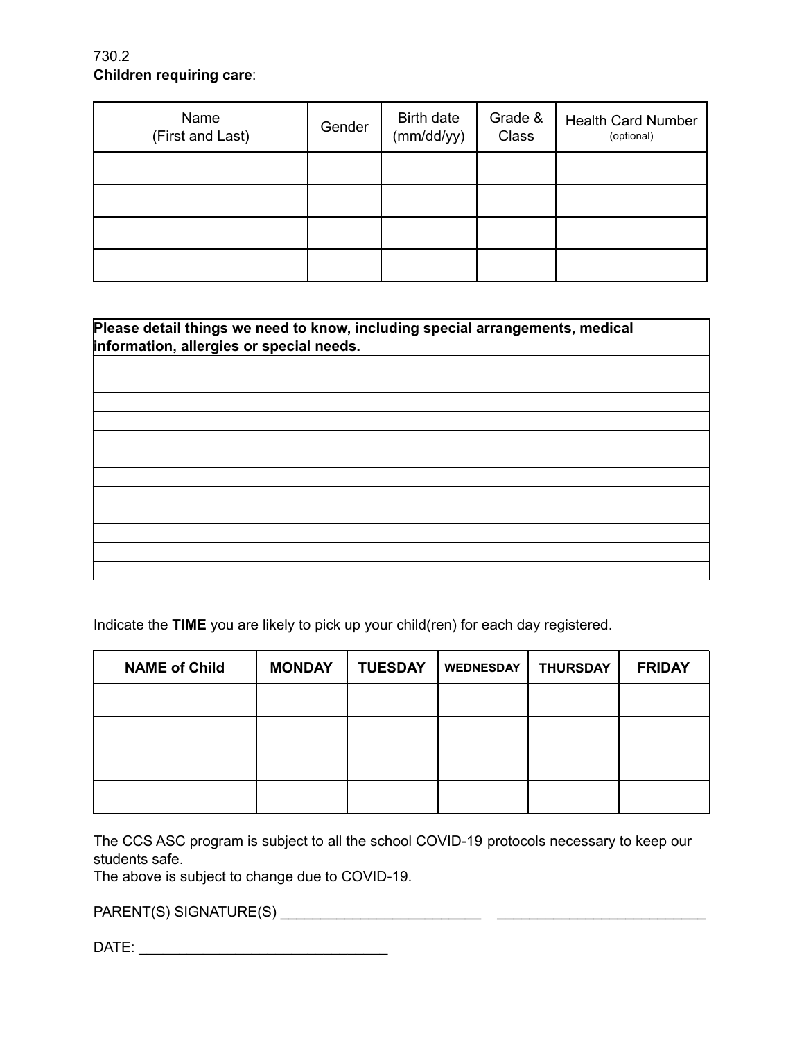730.2

**Children requiring care**:

| Name (First and Last) | Gender | Birth date (mm/dd/yy) | Grade & Class | Health Card Number (optional) |
|---|---|---|---|---|
| | | | | |
| | | | | |
| | | | | |
| | | | | |

| **Please detail things we need to know, including special arrangements, medical information, allergies or special needs.** |
|---|
| |
| |
| |
| |
| |
| |
| |
| |
| |
| |
| |
| |

Indicate the **TIME** you are likely to pick up your child(ren) for each day registered.

| NAME of Child | MONDAY | TUESDAY | WEDNESDAY | THURSDAY | FRIDAY |
|---|---|---|---|---|---|
| | | | | | |
| | | | | | |
| | | | | | |
| | | | | | |

The CCS ASC program is subject to all the school COVID-19 protocols necessary to keep our students safe.
The above is subject to change due to COVID-19.

PARENT(S) SIGNATURE(S) _________________________ _________________________

DATE: _______________________________